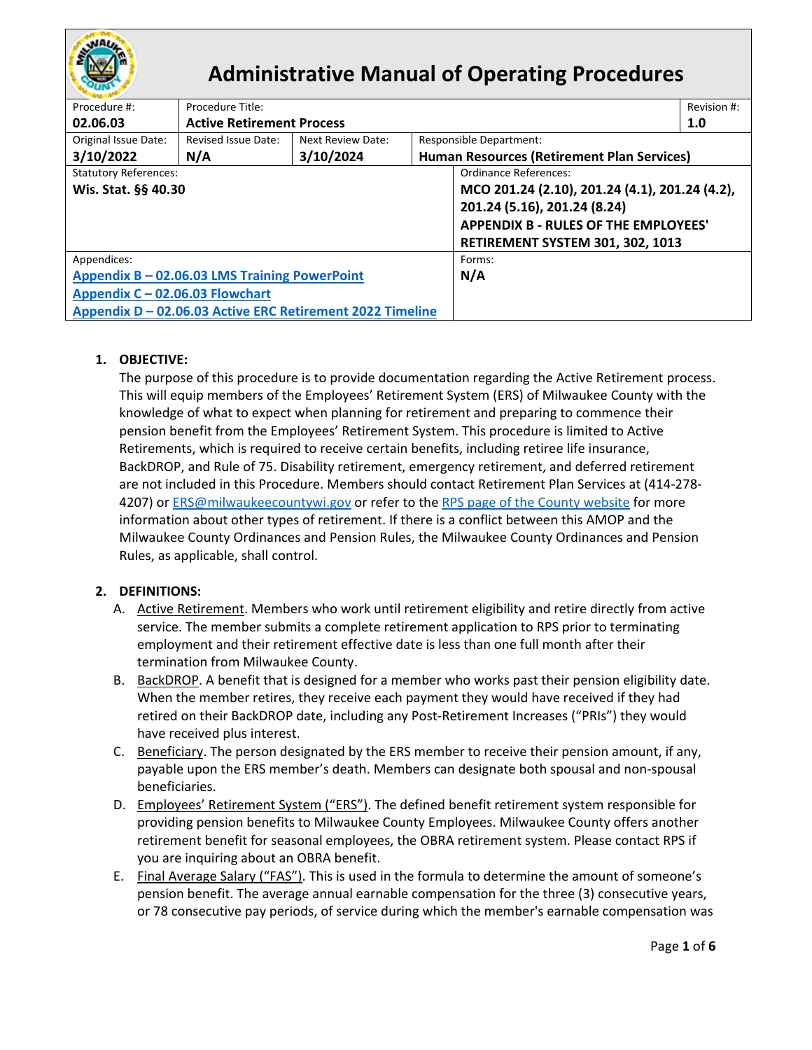# Administrative Manual of Operating Procedures

| Procedure #: | Procedure Title: | | | Revision #: |
|---|---|---|---|---|
| **02.06.03** | **Active Retirement Process** | | | **1.0** |
| Original Issue Date: **3/10/2022** | Revised Issue Date: **N/A** | Next Review Date: **3/10/2024** | Responsible Department: **Human Resources (Retirement Plan Services)** | |
| Statutory References: **Wis. Stat. §§ 40.30** | | | Ordinance References: **MCO 201.24 (2.10), 201.24 (4.1), 201.24 (4.2), 201.24 (5.16), 201.24 (8.24) APPENDIX B - RULES OF THE EMPLOYEES' RETIREMENT SYSTEM 301, 302, 1013** | |
| Appendices: **Appendix B – 02.06.03 LMS Training PowerPoint**, **Appendix C – 02.06.03 Flowchart**, **Appendix D – 02.06.03 Active ERC Retirement 2022 Timeline** | | | Forms: **N/A** | |

1. **OBJECTIVE:**

   The purpose of this procedure is to provide documentation regarding the Active Retirement process. This will equip members of the Employees' Retirement System (ERS) of Milwaukee County with the knowledge of what to expect when planning for retirement and preparing to commence their pension benefit from the Employees' Retirement System. This procedure is limited to Active Retirements, which is required to receive certain benefits, including retiree life insurance, BackDROP, and Rule of 75. Disability retirement, emergency retirement, and deferred retirement are not included in this Procedure. Members should contact Retirement Plan Services at (414-278-4207) or ERS@milwaukeecountywi.gov or refer to the RPS page of the County website for more information about other types of retirement. If there is a conflict between this AMOP and the Milwaukee County Ordinances and Pension Rules, the Milwaukee County Ordinances and Pension Rules, as applicable, shall control.

2. **DEFINITIONS:**

   A. Active Retirement. Members who work until retirement eligibility and retire directly from active service. The member submits a complete retirement application to RPS prior to terminating employment and their retirement effective date is less than one full month after their termination from Milwaukee County.

   B. BackDROP. A benefit that is designed for a member who works past their pension eligibility date. When the member retires, they receive each payment they would have received if they had retired on their BackDROP date, including any Post-Retirement Increases ("PRIs") they would have received plus interest.

   C. Beneficiary. The person designated by the ERS member to receive their pension amount, if any, payable upon the ERS member's death. Members can designate both spousal and non-spousal beneficiaries.

   D. Employees' Retirement System ("ERS"). The defined benefit retirement system responsible for providing pension benefits to Milwaukee County Employees. Milwaukee County offers another retirement benefit for seasonal employees, the OBRA retirement system. Please contact RPS if you are inquiring about an OBRA benefit.

   E. Final Average Salary ("FAS"). This is used in the formula to determine the amount of someone's pension benefit. The average annual earnable compensation for the three (3) consecutive years, or 78 consecutive pay periods, of service during which the member's earnable compensation was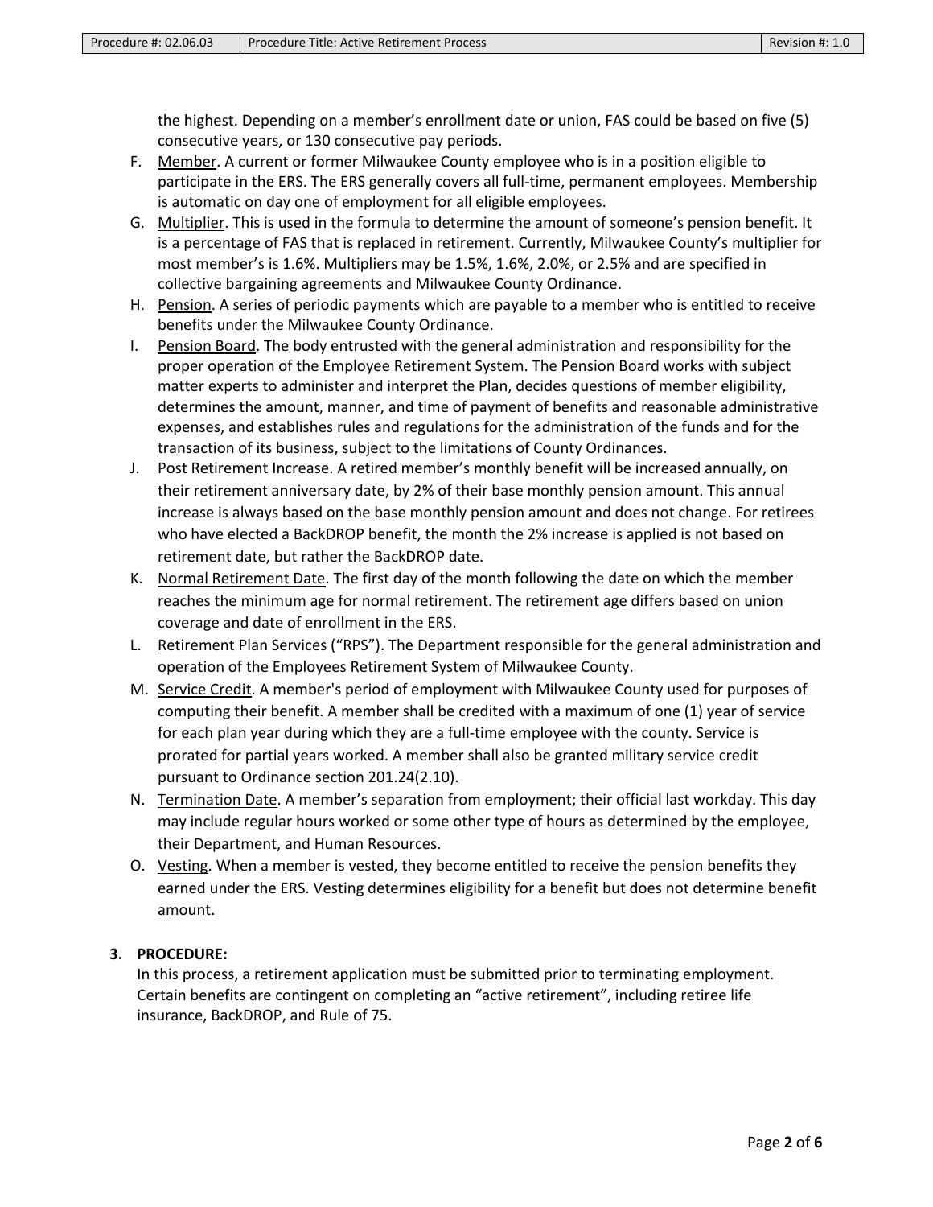the highest. Depending on a member's enrollment date or union, FAS could be based on five (5) consecutive years, or 130 consecutive pay periods.

F. Member. A current or former Milwaukee County employee who is in a position eligible to participate in the ERS. The ERS generally covers all full-time, permanent employees. Membership is automatic on day one of employment for all eligible employees.

G. Multiplier. This is used in the formula to determine the amount of someone's pension benefit. It is a percentage of FAS that is replaced in retirement. Currently, Milwaukee County's multiplier for most member's is 1.6%. Multipliers may be 1.5%, 1.6%, 2.0%, or 2.5% and are specified in collective bargaining agreements and Milwaukee County Ordinance.

H. Pension. A series of periodic payments which are payable to a member who is entitled to receive benefits under the Milwaukee County Ordinance.

I. Pension Board. The body entrusted with the general administration and responsibility for the proper operation of the Employee Retirement System. The Pension Board works with subject matter experts to administer and interpret the Plan, decides questions of member eligibility, determines the amount, manner, and time of payment of benefits and reasonable administrative expenses, and establishes rules and regulations for the administration of the funds and for the transaction of its business, subject to the limitations of County Ordinances.

J. Post Retirement Increase. A retired member's monthly benefit will be increased annually, on their retirement anniversary date, by 2% of their base monthly pension amount. This annual increase is always based on the base monthly pension amount and does not change. For retirees who have elected a BackDROP benefit, the month the 2% increase is applied is not based on retirement date, but rather the BackDROP date.

K. Normal Retirement Date. The first day of the month following the date on which the member reaches the minimum age for normal retirement. The retirement age differs based on union coverage and date of enrollment in the ERS.

L. Retirement Plan Services ("RPS"). The Department responsible for the general administration and operation of the Employees Retirement System of Milwaukee County.

M. Service Credit. A member's period of employment with Milwaukee County used for purposes of computing their benefit. A member shall be credited with a maximum of one (1) year of service for each plan year during which they are a full-time employee with the county. Service is prorated for partial years worked. A member shall also be granted military service credit pursuant to Ordinance section 201.24(2.10).

N. Termination Date. A member's separation from employment; their official last workday. This day may include regular hours worked or some other type of hours as determined by the employee, their Department, and Human Resources.

O. Vesting. When a member is vested, they become entitled to receive the pension benefits they earned under the ERS. Vesting determines eligibility for a benefit but does not determine benefit amount.

## 3. PROCEDURE:

In this process, a retirement application must be submitted prior to terminating employment. Certain benefits are contingent on completing an "active retirement", including retiree life insurance, BackDROP, and Rule of 75.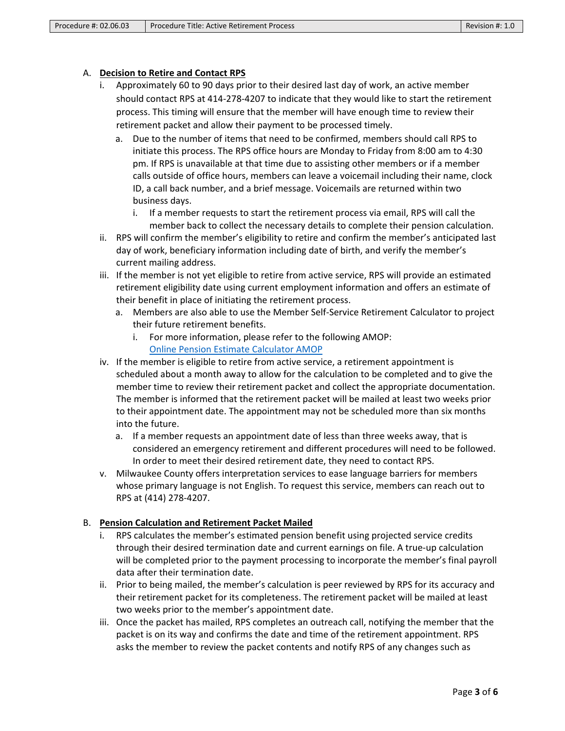A. **Decision to Retire and Contact RPS**

   i. Approximately 60 to 90 days prior to their desired last day of work, an active member should contact RPS at 414-278-4207 to indicate that they would like to start the retirement process. This timing will ensure that the member will have enough time to review their retirement packet and allow their payment to be processed timely.

      a. Due to the number of items that need to be confirmed, members should call RPS to initiate this process. The RPS office hours are Monday to Friday from 8:00 am to 4:30 pm. If RPS is unavailable at that time due to assisting other members or if a member calls outside of office hours, members can leave a voicemail including their name, clock ID, a call back number, and a brief message. Voicemails are returned within two business days.

         i. If a member requests to start the retirement process via email, RPS will call the member back to collect the necessary details to complete their pension calculation.

   ii. RPS will confirm the member's eligibility to retire and confirm the member's anticipated last day of work, beneficiary information including date of birth, and verify the member's current mailing address.

   iii. If the member is not yet eligible to retire from active service, RPS will provide an estimated retirement eligibility date using current employment information and offers an estimate of their benefit in place of initiating the retirement process.

      a. Members are also able to use the Member Self-Service Retirement Calculator to project their future retirement benefits.

         i. For more information, please refer to the following AMOP: [Online Pension Estimate Calculator AMOP]

   iv. If the member is eligible to retire from active service, a retirement appointment is scheduled about a month away to allow for the calculation to be completed and to give the member time to review their retirement packet and collect the appropriate documentation. The member is informed that the retirement packet will be mailed at least two weeks prior to their appointment date. The appointment may not be scheduled more than six months into the future.

      a. If a member requests an appointment date of less than three weeks away, that is considered an emergency retirement and different procedures will need to be followed. In order to meet their desired retirement date, they need to contact RPS.

   v. Milwaukee County offers interpretation services to ease language barriers for members whose primary language is not English. To request this service, members can reach out to RPS at (414) 278-4207.

B. **Pension Calculation and Retirement Packet Mailed**

   i. RPS calculates the member's estimated pension benefit using projected service credits through their desired termination date and current earnings on file. A true-up calculation will be completed prior to the payment processing to incorporate the member's final payroll data after their termination date.

   ii. Prior to being mailed, the member's calculation is peer reviewed by RPS for its accuracy and their retirement packet for its completeness. The retirement packet will be mailed at least two weeks prior to the member's appointment date.

   iii. Once the packet has mailed, RPS completes an outreach call, notifying the member that the packet is on its way and confirms the date and time of the retirement appointment. RPS asks the member to review the packet contents and notify RPS of any changes such as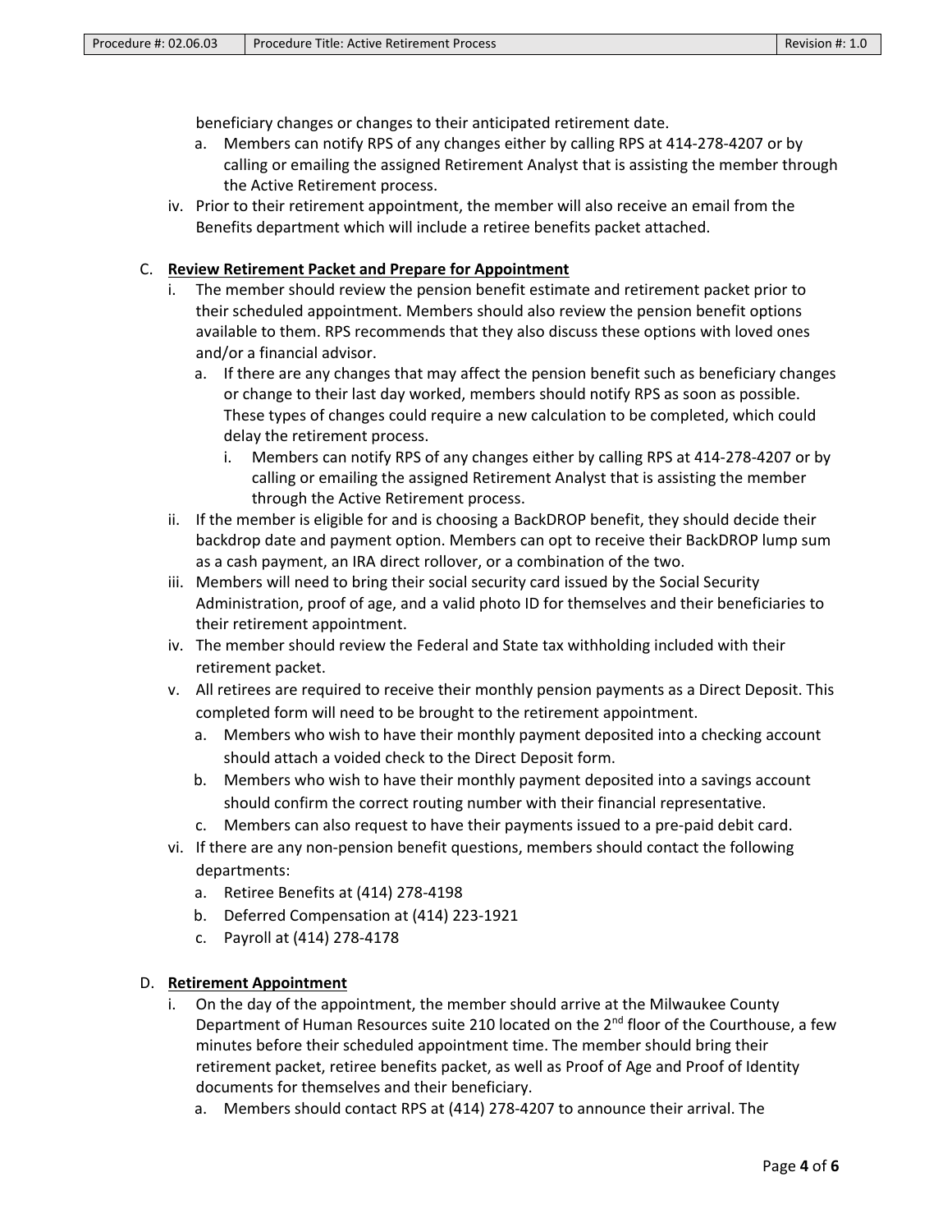beneficiary changes or changes to their anticipated retirement date.

   a. Members can notify RPS of any changes either by calling RPS at 414-278-4207 or by calling or emailing the assigned Retirement Analyst that is assisting the member through the Active Retirement process.

iv. Prior to their retirement appointment, the member will also receive an email from the Benefits department which will include a retiree benefits packet attached.

C. **Review Retirement Packet and Prepare for Appointment**

   i. The member should review the pension benefit estimate and retirement packet prior to their scheduled appointment. Members should also review the pension benefit options available to them. RPS recommends that they also discuss these options with loved ones and/or a financial advisor.

      a. If there are any changes that may affect the pension benefit such as beneficiary changes or change to their last day worked, members should notify RPS as soon as possible. These types of changes could require a new calculation to be completed, which could delay the retirement process.

         i. Members can notify RPS of any changes either by calling RPS at 414-278-4207 or by calling or emailing the assigned Retirement Analyst that is assisting the member through the Active Retirement process.

   ii. If the member is eligible for and is choosing a BackDROP benefit, they should decide their backdrop date and payment option. Members can opt to receive their BackDROP lump sum as a cash payment, an IRA direct rollover, or a combination of the two.

   iii. Members will need to bring their social security card issued by the Social Security Administration, proof of age, and a valid photo ID for themselves and their beneficiaries to their retirement appointment.

   iv. The member should review the Federal and State tax withholding included with their retirement packet.

   v. All retirees are required to receive their monthly pension payments as a Direct Deposit. This completed form will need to be brought to the retirement appointment.

      a. Members who wish to have their monthly payment deposited into a checking account should attach a voided check to the Direct Deposit form.

      b. Members who wish to have their monthly payment deposited into a savings account should confirm the correct routing number with their financial representative.

      c. Members can also request to have their payments issued to a pre-paid debit card.

   vi. If there are any non-pension benefit questions, members should contact the following departments:

      a. Retiree Benefits at (414) 278-4198
      b. Deferred Compensation at (414) 223-1921
      c. Payroll at (414) 278-4178

D. **Retirement Appointment**

   i. On the day of the appointment, the member should arrive at the Milwaukee County Department of Human Resources suite 210 located on the 2nd floor of the Courthouse, a few minutes before their scheduled appointment time. The member should bring their retirement packet, retiree benefits packet, as well as Proof of Age and Proof of Identity documents for themselves and their beneficiary.

      a. Members should contact RPS at (414) 278-4207 to announce their arrival. The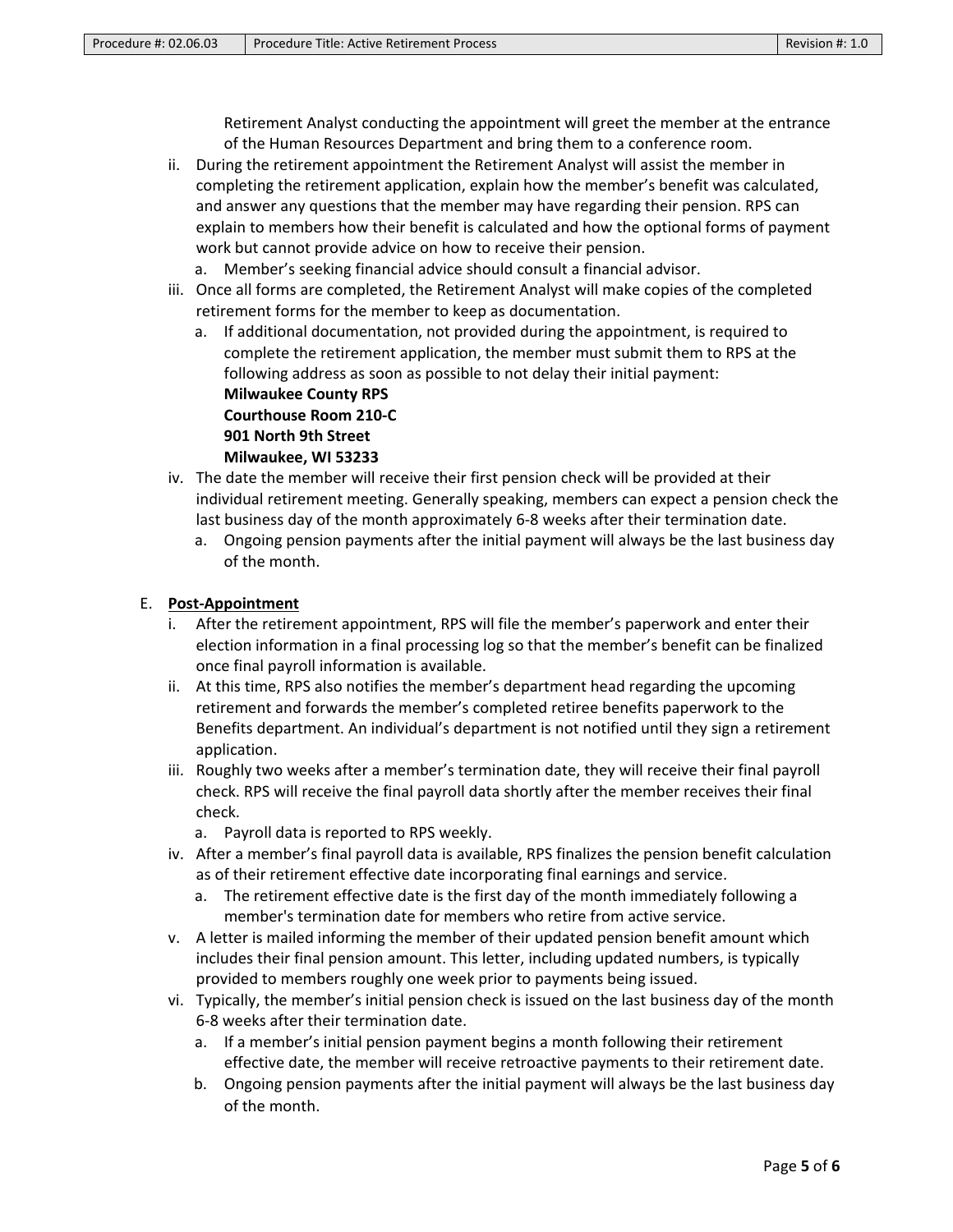Retirement Analyst conducting the appointment will greet the member at the entrance of the Human Resources Department and bring them to a conference room.

ii. During the retirement appointment the Retirement Analyst will assist the member in completing the retirement application, explain how the member's benefit was calculated, and answer any questions that the member may have regarding their pension. RPS can explain to members how their benefit is calculated and how the optional forms of payment work but cannot provide advice on how to receive their pension.
   a. Member's seeking financial advice should consult a financial advisor.

iii. Once all forms are completed, the Retirement Analyst will make copies of the completed retirement forms for the member to keep as documentation.
   a. If additional documentation, not provided during the appointment, is required to complete the retirement application, the member must submit them to RPS at the following address as soon as possible to not delay their initial payment:
      **Milwaukee County RPS**
      **Courthouse Room 210-C**
      **901 North 9th Street**
      **Milwaukee, WI 53233**

iv. The date the member will receive their first pension check will be provided at their individual retirement meeting. Generally speaking, members can expect a pension check the last business day of the month approximately 6-8 weeks after their termination date.
   a. Ongoing pension payments after the initial payment will always be the last business day of the month.

E. **Post-Appointment**

i. After the retirement appointment, RPS will file the member's paperwork and enter their election information in a final processing log so that the member's benefit can be finalized once final payroll information is available.

ii. At this time, RPS also notifies the member's department head regarding the upcoming retirement and forwards the member's completed retiree benefits paperwork to the Benefits department. An individual's department is not notified until they sign a retirement application.

iii. Roughly two weeks after a member's termination date, they will receive their final payroll check. RPS will receive the final payroll data shortly after the member receives their final check.
   a. Payroll data is reported to RPS weekly.

iv. After a member's final payroll data is available, RPS finalizes the pension benefit calculation as of their retirement effective date incorporating final earnings and service.
   a. The retirement effective date is the first day of the month immediately following a member's termination date for members who retire from active service.

v. A letter is mailed informing the member of their updated pension benefit amount which includes their final pension amount. This letter, including updated numbers, is typically provided to members roughly one week prior to payments being issued.

vi. Typically, the member's initial pension check is issued on the last business day of the month 6-8 weeks after their termination date.
   a. If a member's initial pension payment begins a month following their retirement effective date, the member will receive retroactive payments to their retirement date.
   b. Ongoing pension payments after the initial payment will always be the last business day of the month.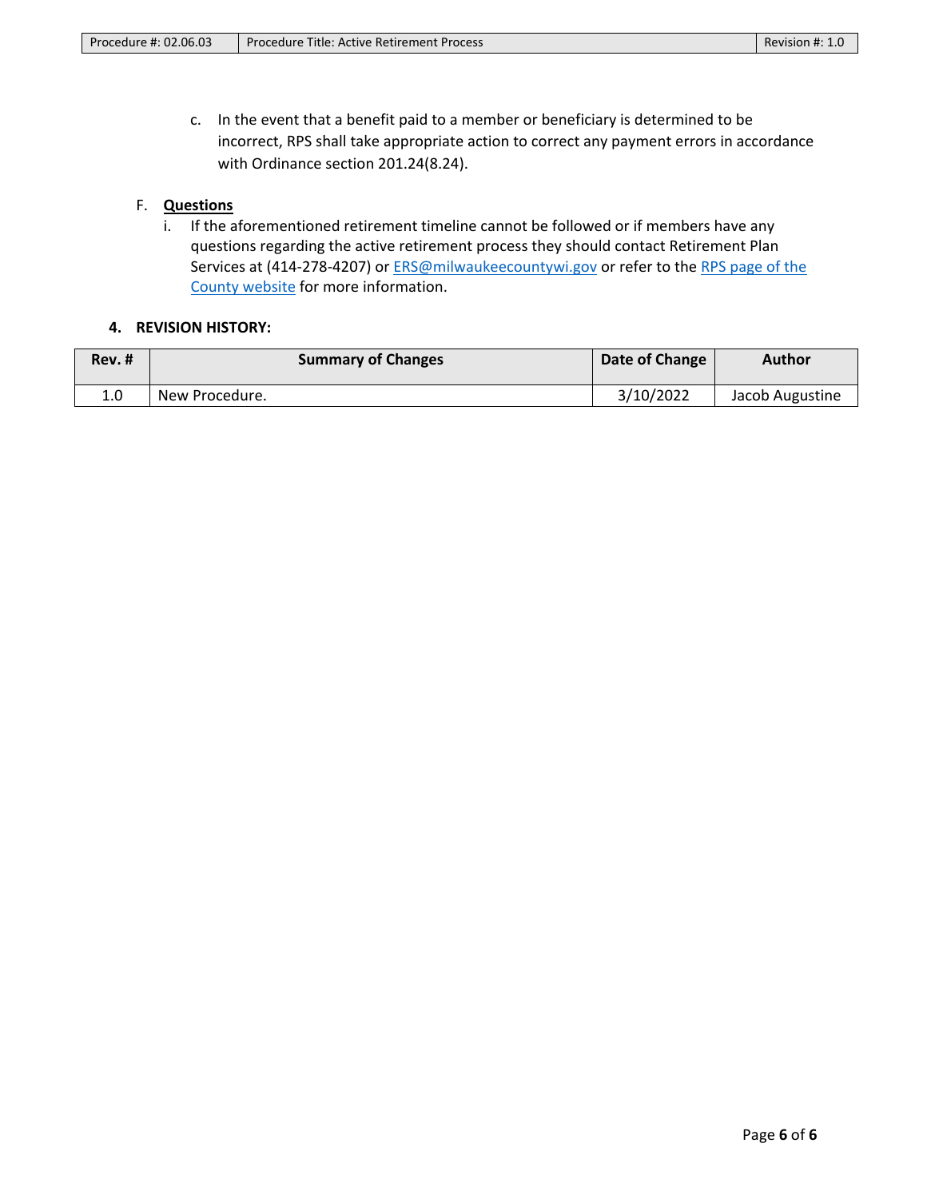c. In the event that a benefit paid to a member or beneficiary is determined to be incorrect, RPS shall take appropriate action to correct any payment errors in accordance with Ordinance section 201.24(8.24).

F. **Questions**

i. If the aforementioned retirement timeline cannot be followed or if members have any questions regarding the active retirement process they should contact Retirement Plan Services at (414-278-4207) or [ERS@milwaukeecountywi.gov](mailto:ERS@milwaukeecountywi.gov) or refer to the [RPS page of the County website]() for more information.

## 4. REVISION HISTORY:

| Rev. # | Summary of Changes | Date of Change | Author |
|---|---|---|---|
| 1.0 | New Procedure. | 3/10/2022 | Jacob Augustine |